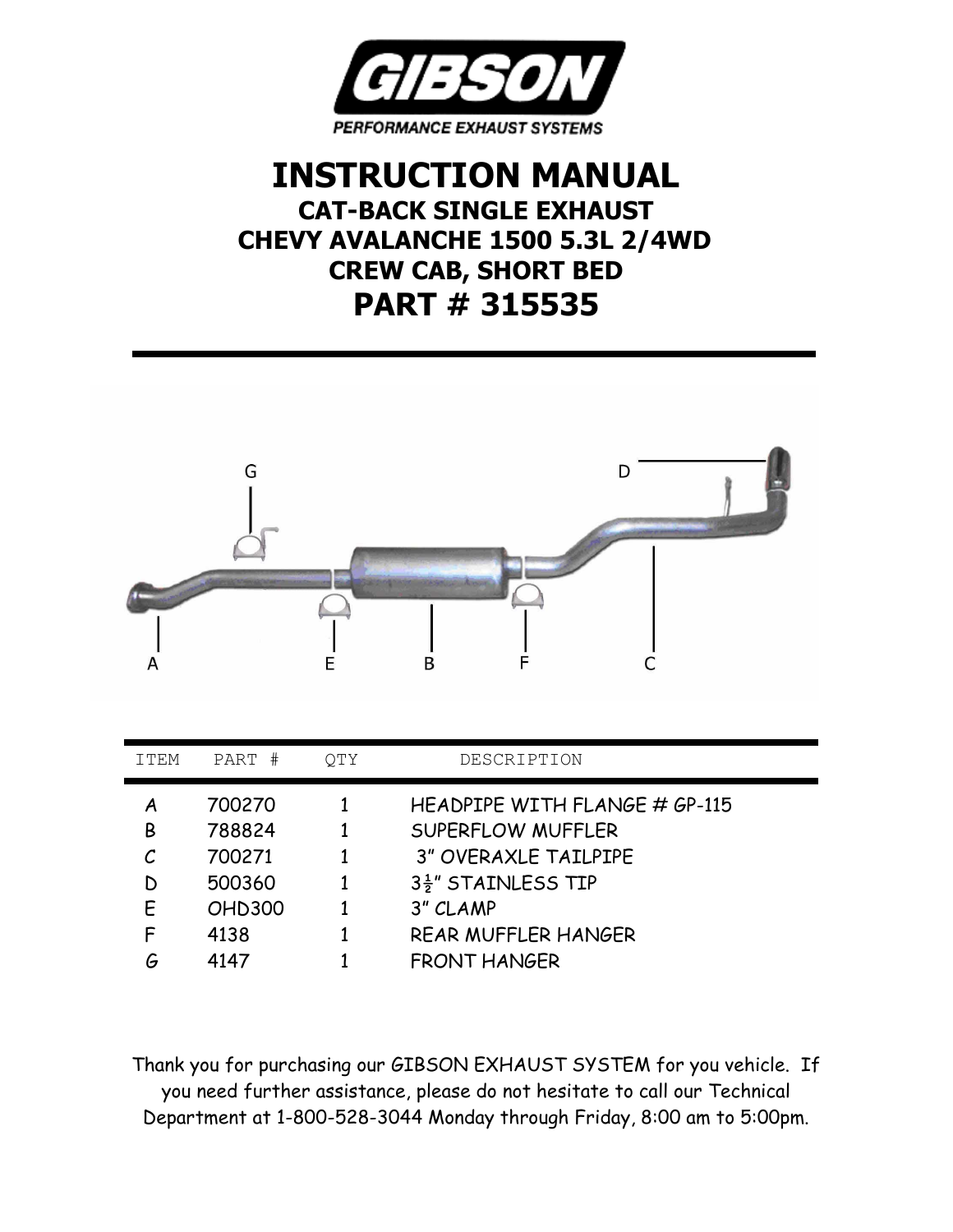GIBSON

PERFORMANCE EXHAUST SYSTEMS

# INSTRUCTION MANUAL

## CAT-BACK SINGLE EXHAUST
## CHEVY AVALANCHE 1500 5.3L 2/4WD
## CREW CAB, SHORT BED

# PART # 315535

| ITEM | PART # | QTY | DESCRIPTION |
|---|---|---|---|
| A | 700270 | 1 | HEADPIPE WITH FLANGE # GP-115 |
| B | 788824 | 1 | SUPERFLOW MUFFLER |
| C | 700271 | 1 | 3" OVERAXLE TAILPIPE |
| D | 500360 | 1 | 3½" STAINLESS TIP |
| E | OHD300 | 1 | 3" CLAMP |
| F | 4138 | 1 | REAR MUFFLER HANGER |
| G | 4147 | 1 | FRONT HANGER |

Thank you for purchasing our GIBSON EXHAUST SYSTEM for you vehicle. If you need further assistance, please do not hesitate to call our Technical Department at 1-800-528-3044 Monday through Friday, 8:00 am to 5:00pm.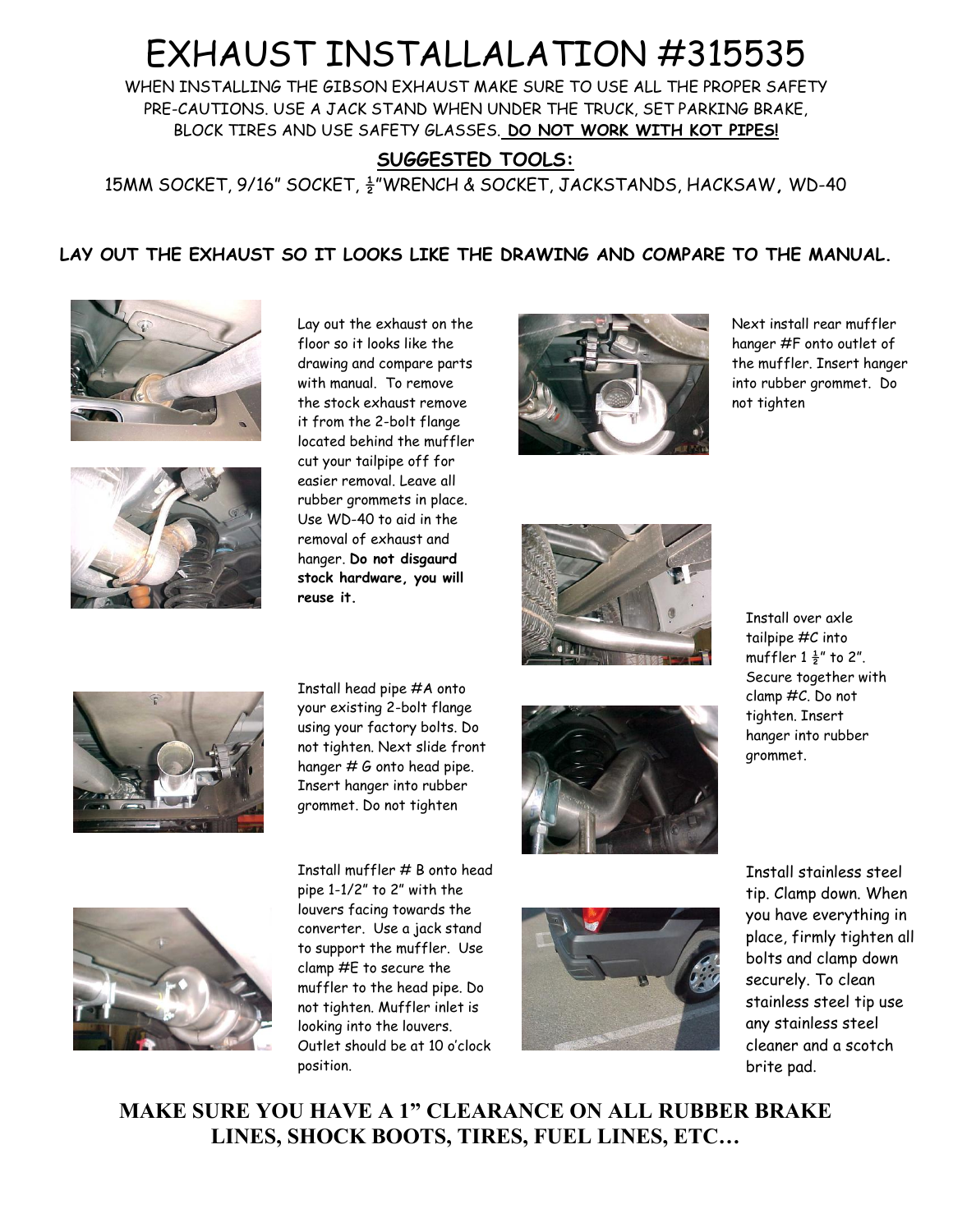# EXHAUST INSTALLALATION #315535

WHEN INSTALLING THE GIBSON EXHAUST MAKE SURE TO USE ALL THE PROPER SAFETY PRE-CAUTIONS. USE A JACK STAND WHEN UNDER THE TRUCK, SET PARKING BRAKE, BLOCK TIRES AND USE SAFETY GLASSES. **DO NOT WORK WITH KOT PIPES!**

## SUGGESTED TOOLS:

15MM SOCKET, 9/16" SOCKET, ½"WRENCH & SOCKET, JACKSTANDS, HACKSAW, WD-40

**LAY OUT THE EXHAUST SO IT LOOKS LIKE THE DRAWING AND COMPARE TO THE MANUAL.**

Lay out the exhaust on the floor so it looks like the drawing and compare parts with manual. To remove the stock exhaust remove it from the 2-bolt flange located behind the muffler cut your tailpipe off for easier removal. Leave all rubber grommets in place. Use WD-40 to aid in the removal of exhaust and hanger. **Do not disgaurd stock hardware, you will reuse it.**

Install head pipe #A onto your existing 2-bolt flange using your factory bolts. Do not tighten. Next slide front hanger # G onto head pipe. Insert hanger into rubber grommet. Do not tighten

Install muffler # B onto head pipe 1-1/2" to 2" with the louvers facing towards the converter. Use a jack stand to support the muffler. Use clamp #E to secure the muffler to the head pipe. Do not tighten. Muffler inlet is looking into the louvers. Outlet should be at 10 o'clock position.

Next install rear muffler hanger #F onto outlet of the muffler. Insert hanger into rubber grommet. Do not tighten

Install over axle tailpipe #C into muffler 1 ½" to 2". Secure together with clamp #C. Do not tighten. Insert hanger into rubber grommet.

Install stainless steel tip. Clamp down. When you have everything in place, firmly tighten all bolts and clamp down securely. To clean stainless steel tip use any stainless steel cleaner and a scotch brite pad.

**MAKE SURE YOU HAVE A 1" CLEARANCE ON ALL RUBBER BRAKE LINES, SHOCK BOOTS, TIRES, FUEL LINES, ETC…**